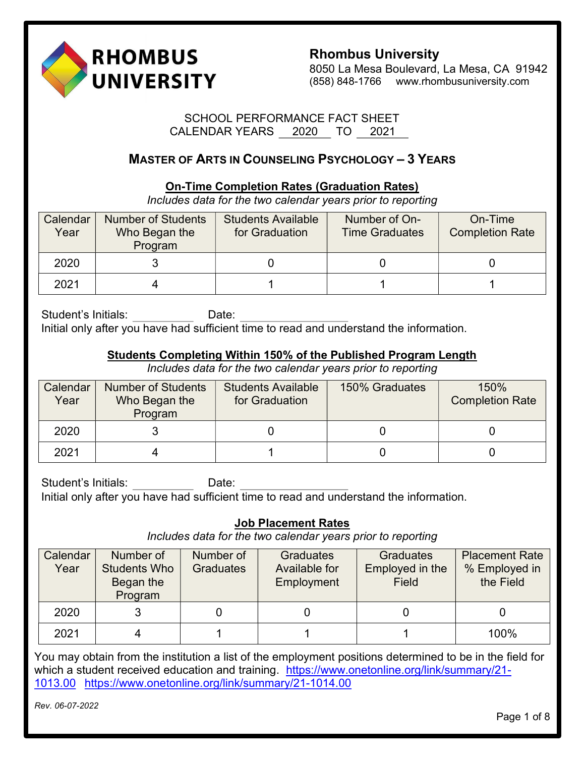**RHOMBUS UNIVERSITY**

**Rhombus University**
8050 La Mesa Boulevard, La Mesa, CA 91942
(858) 848-1766 www.rhombusuniversity.com

SCHOOL PERFORMANCE FACT SHEET
CALENDAR YEARS 2020 TO 2021

## MASTER OF ARTS IN COUNSELING PSYCHOLOGY – 3 YEARS

### On-Time Completion Rates (Graduation Rates)

*Includes data for the two calendar years prior to reporting*

| Calendar Year | Number of Students Who Began the Program | Students Available for Graduation | Number of On-Time Graduates | On-Time Completion Rate |
|---|---|---|---|---|
| 2020 | 3 | 0 | 0 | 0 |
| 2021 | 4 | 1 | 1 | 1 |

Student's Initials: __________ Date: _________________
Initial only after you have had sufficient time to read and understand the information.

### Students Completing Within 150% of the Published Program Length

*Includes data for the two calendar years prior to reporting*

| Calendar Year | Number of Students Who Began the Program | Students Available for Graduation | 150% Graduates | 150% Completion Rate |
|---|---|---|---|---|
| 2020 | 3 | 0 | 0 | 0 |
| 2021 | 4 | 1 | 0 | 0 |

Student's Initials: __________ Date: _________________
Initial only after you have had sufficient time to read and understand the information.

### Job Placement Rates

*Includes data for the two calendar years prior to reporting*

| Calendar Year | Number of Students Who Began the Program | Number of Graduates | Graduates Available for Employment | Graduates Employed in the Field | Placement Rate % Employed in the Field |
|---|---|---|---|---|---|
| 2020 | 3 | 0 | 0 | 0 | 0 |
| 2021 | 4 | 1 | 1 | 1 | 100% |

You may obtain from the institution a list of the employment positions determined to be in the field for which a student received education and training. https://www.onetonline.org/link/summary/21-1013.00 https://www.onetonline.org/link/summary/21-1014.00

*Rev. 06-07-2022*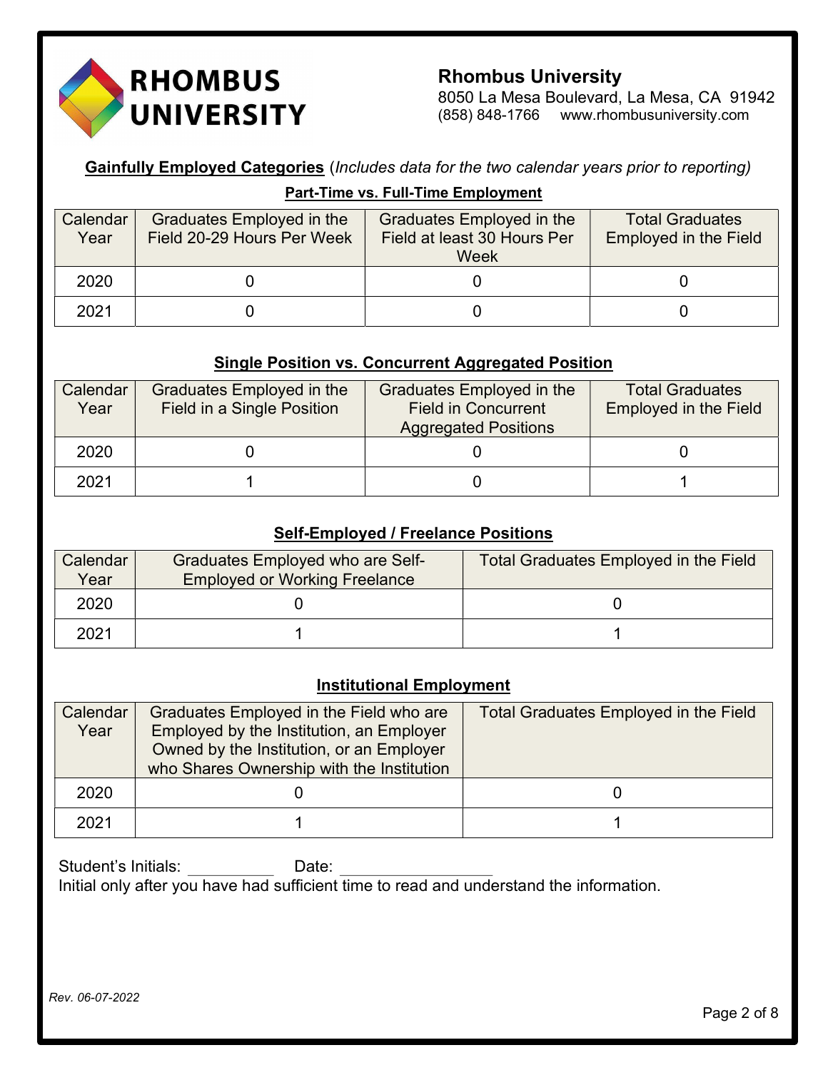**RHOMBUS UNIVERSITY**

**Rhombus University**
8050 La Mesa Boulevard, La Mesa, CA 91942
(858) 848-1766 www.rhombusuniversity.com

**Gainfully Employed Categories** (*Includes data for the two calendar years prior to reporting)*

**Part-Time vs. Full-Time Employment**

| Calendar Year | Graduates Employed in the Field 20-29 Hours Per Week | Graduates Employed in the Field at least 30 Hours Per Week | Total Graduates Employed in the Field |
|---|---|---|---|
| 2020 | 0 | 0 | 0 |
| 2021 | 0 | 0 | 0 |

**Single Position vs. Concurrent Aggregated Position**

| Calendar Year | Graduates Employed in the Field in a Single Position | Graduates Employed in the Field in Concurrent Aggregated Positions | Total Graduates Employed in the Field |
|---|---|---|---|
| 2020 | 0 | 0 | 0 |
| 2021 | 1 | 0 | 1 |

**Self-Employed / Freelance Positions**

| Calendar Year | Graduates Employed who are Self-Employed or Working Freelance | Total Graduates Employed in the Field |
|---|---|---|
| 2020 | 0 | 0 |
| 2021 | 1 | 1 |

**Institutional Employment**

| Calendar Year | Graduates Employed in the Field who are Employed by the Institution, an Employer Owned by the Institution, or an Employer who Shares Ownership with the Institution | Total Graduates Employed in the Field |
|---|---|---|
| 2020 | 0 | 0 |
| 2021 | 1 | 1 |

Student's Initials: __________ Date: __________________
Initial only after you have had sufficient time to read and understand the information.

*Rev. 06-07-2022*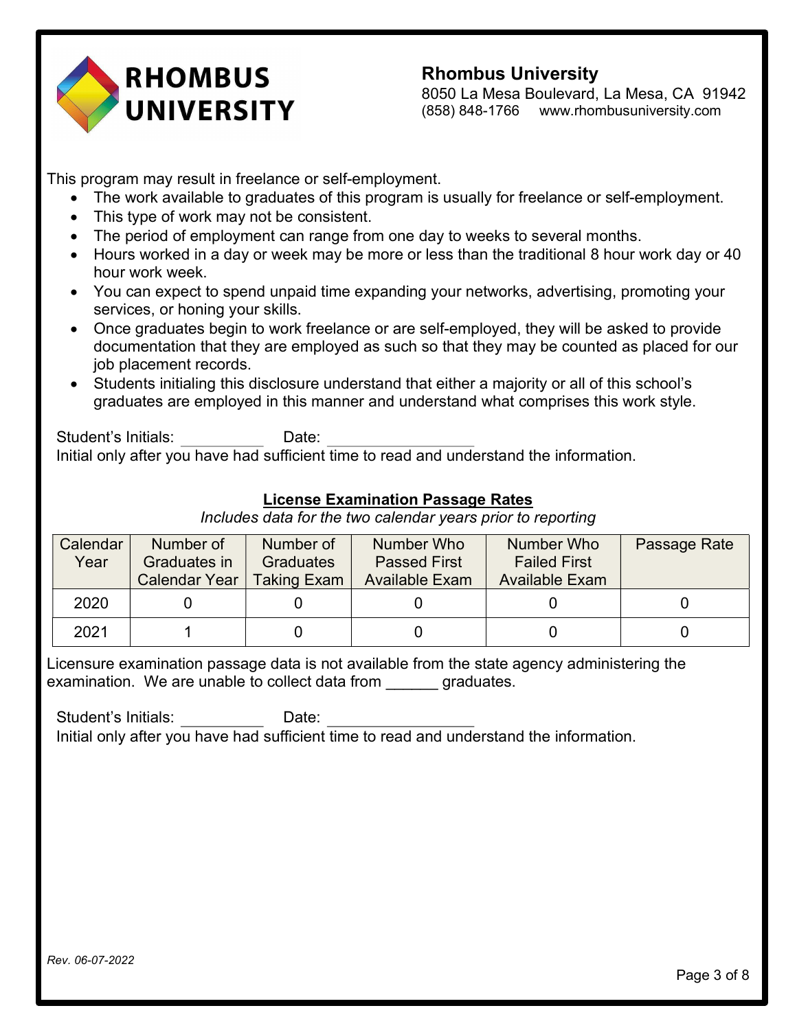**Rhombus University**
8050 La Mesa Boulevard, La Mesa, CA 91942
(858) 848-1766 www.rhombusuniversity.com

This program may result in freelance or self-employment.

- The work available to graduates of this program is usually for freelance or self-employment.
- This type of work may not be consistent.
- The period of employment can range from one day to weeks to several months.
- Hours worked in a day or week may be more or less than the traditional 8 hour work day or 40 hour work week.
- You can expect to spend unpaid time expanding your networks, advertising, promoting your services, or honing your skills.
- Once graduates begin to work freelance or are self-employed, they will be asked to provide documentation that they are employed as such so that they may be counted as placed for our job placement records.
- Students initialing this disclosure understand that either a majority or all of this school's graduates are employed in this manner and understand what comprises this work style.

Student's Initials: __________ Date: _________________
Initial only after you have had sufficient time to read and understand the information.

## License Examination Passage Rates

*Includes data for the two calendar years prior to reporting*

| Calendar Year | Number of Graduates in Calendar Year | Number of Graduates Taking Exam | Number Who Passed First Available Exam | Number Who Failed First Available Exam | Passage Rate |
|---|---|---|---|---|---|
| 2020 | 0 | 0 | 0 | 0 | 0 |
| 2021 | 1 | 0 | 0 | 0 | 0 |

Licensure examination passage data is not available from the state agency administering the examination. We are unable to collect data from ______ graduates.

Student's Initials: __________ Date: _________________
Initial only after you have had sufficient time to read and understand the information.

*Rev. 06-07-2022*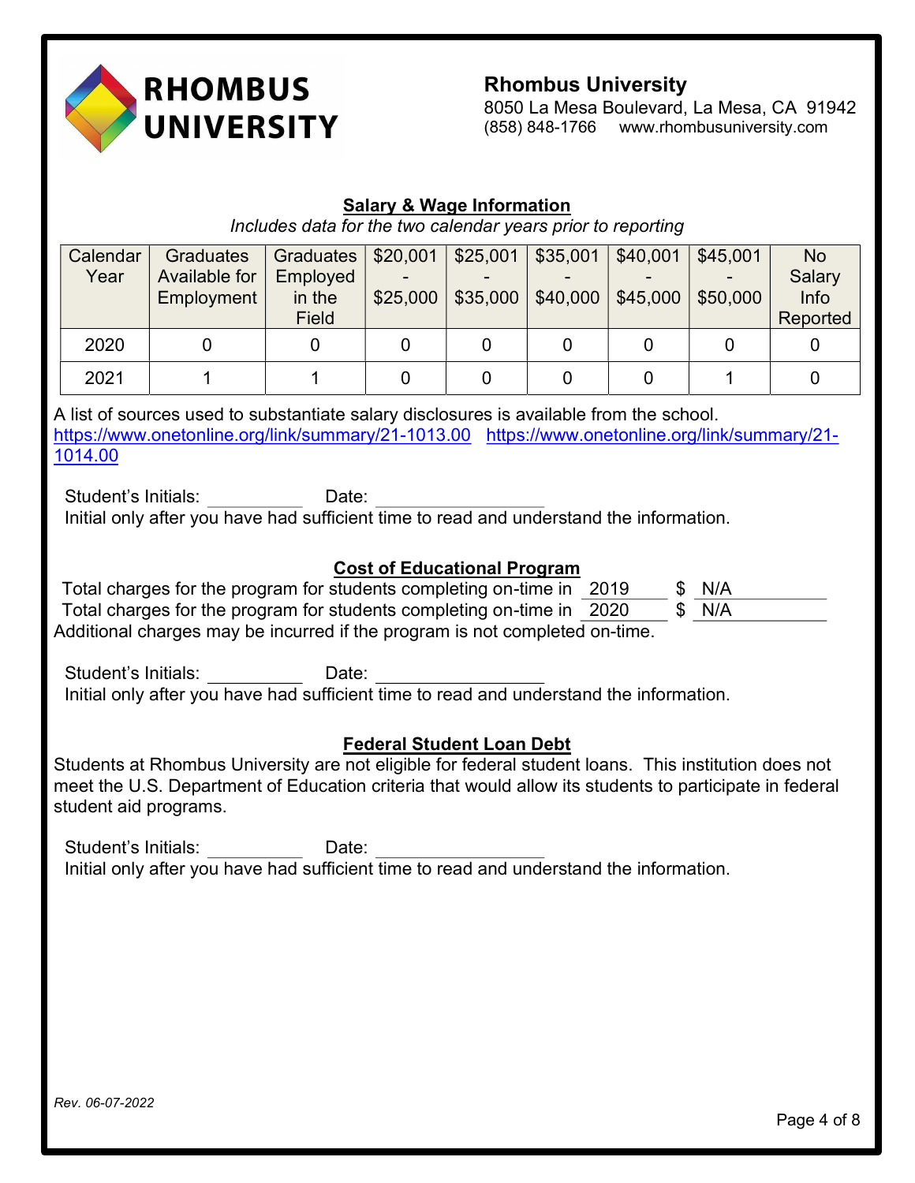**Rhombus University**
8050 La Mesa Boulevard, La Mesa, CA 91942
(858) 848-1766 www.rhombusuniversity.com

## Salary & Wage Information

*Includes data for the two calendar years prior to reporting*

| Calendar Year | Graduates Available for Employment | Graduates Employed in the Field | $20,001 - $25,000 | $25,001 - $35,000 | $35,001 - $40,000 | $40,001 - $45,000 | $45,001 - $50,000 | No Salary Info Reported |
|---|---|---|---|---|---|---|---|---|
| 2020 | 0 | 0 | 0 | 0 | 0 | 0 | 0 | 0 |
| 2021 | 1 | 1 | 0 | 0 | 0 | 0 | 1 | 0 |

A list of sources used to substantiate salary disclosures is available from the school.
https://www.onetonline.org/link/summary/21-1013.00 https://www.onetonline.org/link/summary/21-1014.00

Student's Initials: __________ Date: _________________
Initial only after you have had sufficient time to read and understand the information.

## Cost of Educational Program

Total charges for the program for students completing on-time in 2019 $ N/A
Total charges for the program for students completing on-time in 2020 $ N/A
Additional charges may be incurred if the program is not completed on-time.

Student's Initials: __________ Date: _________________
Initial only after you have had sufficient time to read and understand the information.

## Federal Student Loan Debt

Students at Rhombus University are not eligible for federal student loans. This institution does not meet the U.S. Department of Education criteria that would allow its students to participate in federal student aid programs.

Student's Initials: __________ Date: _________________
Initial only after you have had sufficient time to read and understand the information.

*Rev. 06-07-2022*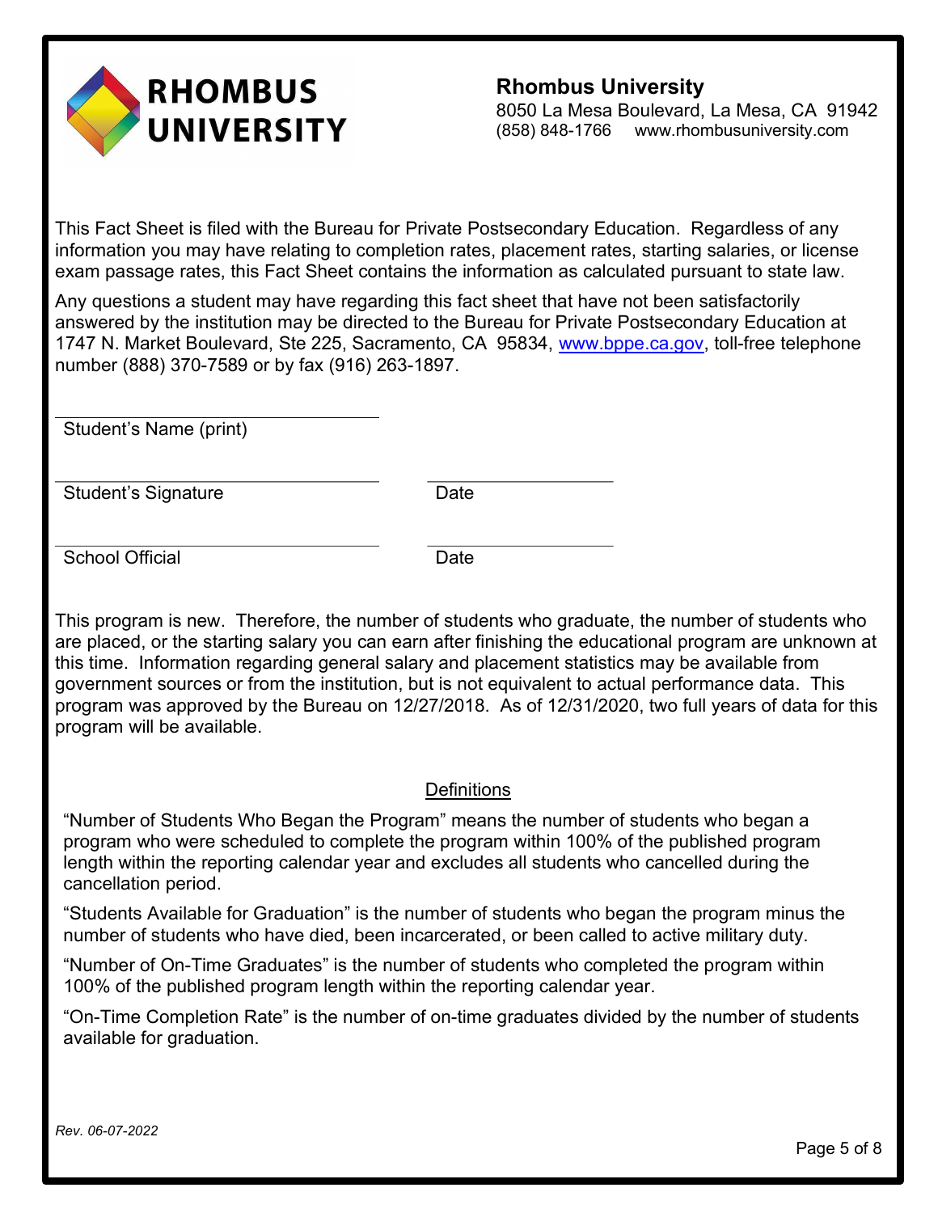**RHOMBUS UNIVERSITY**

**Rhombus University**
8050 La Mesa Boulevard, La Mesa, CA 91942
(858) 848-1766 www.rhombusuniversity.com

This Fact Sheet is filed with the Bureau for Private Postsecondary Education. Regardless of any information you may have relating to completion rates, placement rates, starting salaries, or license exam passage rates, this Fact Sheet contains the information as calculated pursuant to state law.

Any questions a student may have regarding this fact sheet that have not been satisfactorily answered by the institution may be directed to the Bureau for Private Postsecondary Education at 1747 N. Market Boulevard, Ste 225, Sacramento, CA 95834, www.bppe.ca.gov, toll-free telephone number (888) 370-7589 or by fax (916) 263-1897.

\_\_\_\_\_\_\_\_\_\_\_\_\_\_\_\_\_\_\_\_\_\_\_\_\_\_\_\_\_\_
Student's Name (print)

\_\_\_\_\_\_\_\_\_\_\_\_\_\_\_\_\_\_\_\_\_\_\_\_\_\_\_\_\_\_ \_\_\_\_\_\_\_\_\_\_\_\_\_\_\_\_\_\_
Student's Signature Date

\_\_\_\_\_\_\_\_\_\_\_\_\_\_\_\_\_\_\_\_\_\_\_\_\_\_\_\_\_\_ \_\_\_\_\_\_\_\_\_\_\_\_\_\_\_\_\_\_
School Official Date

This program is new. Therefore, the number of students who graduate, the number of students who are placed, or the starting salary you can earn after finishing the educational program are unknown at this time. Information regarding general salary and placement statistics may be available from government sources or from the institution, but is not equivalent to actual performance data. This program was approved by the Bureau on 12/27/2018. As of 12/31/2020, two full years of data for this program will be available.

## Definitions

"Number of Students Who Began the Program" means the number of students who began a program who were scheduled to complete the program within 100% of the published program length within the reporting calendar year and excludes all students who cancelled during the cancellation period.

"Students Available for Graduation" is the number of students who began the program minus the number of students who have died, been incarcerated, or been called to active military duty.

"Number of On-Time Graduates" is the number of students who completed the program within 100% of the published program length within the reporting calendar year.

"On-Time Completion Rate" is the number of on-time graduates divided by the number of students available for graduation.

*Rev. 06-07-2022*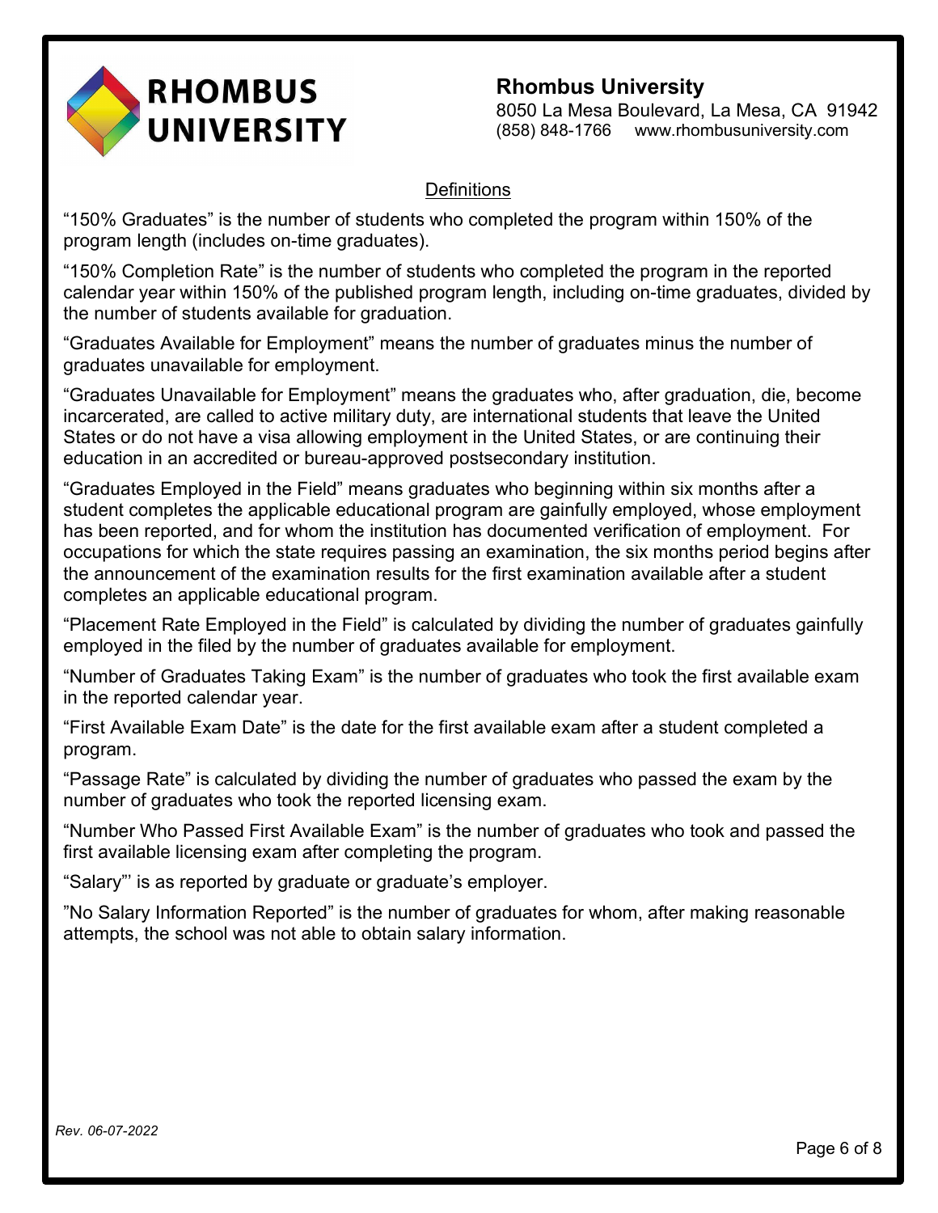Rhombus University
8050 La Mesa Boulevard, La Mesa, CA 91942
(858) 848-1766 www.rhombusuniversity.com

## Definitions

“150% Graduates” is the number of students who completed the program within 150% of the program length (includes on-time graduates).

“150% Completion Rate” is the number of students who completed the program in the reported calendar year within 150% of the published program length, including on-time graduates, divided by the number of students available for graduation.

“Graduates Available for Employment” means the number of graduates minus the number of graduates unavailable for employment.

“Graduates Unavailable for Employment” means the graduates who, after graduation, die, become incarcerated, are called to active military duty, are international students that leave the United States or do not have a visa allowing employment in the United States, or are continuing their education in an accredited or bureau-approved postsecondary institution.

“Graduates Employed in the Field” means graduates who beginning within six months after a student completes the applicable educational program are gainfully employed, whose employment has been reported, and for whom the institution has documented verification of employment. For occupations for which the state requires passing an examination, the six months period begins after the announcement of the examination results for the first examination available after a student completes an applicable educational program.

“Placement Rate Employed in the Field” is calculated by dividing the number of graduates gainfully employed in the filed by the number of graduates available for employment.

“Number of Graduates Taking Exam” is the number of graduates who took the first available exam in the reported calendar year.

“First Available Exam Date” is the date for the first available exam after a student completed a program.

“Passage Rate” is calculated by dividing the number of graduates who passed the exam by the number of graduates who took the reported licensing exam.

“Number Who Passed First Available Exam” is the number of graduates who took and passed the first available licensing exam after completing the program.

“Salary”’ is as reported by graduate or graduate’s employer.

”No Salary Information Reported” is the number of graduates for whom, after making reasonable attempts, the school was not able to obtain salary information.

*Rev. 06-07-2022*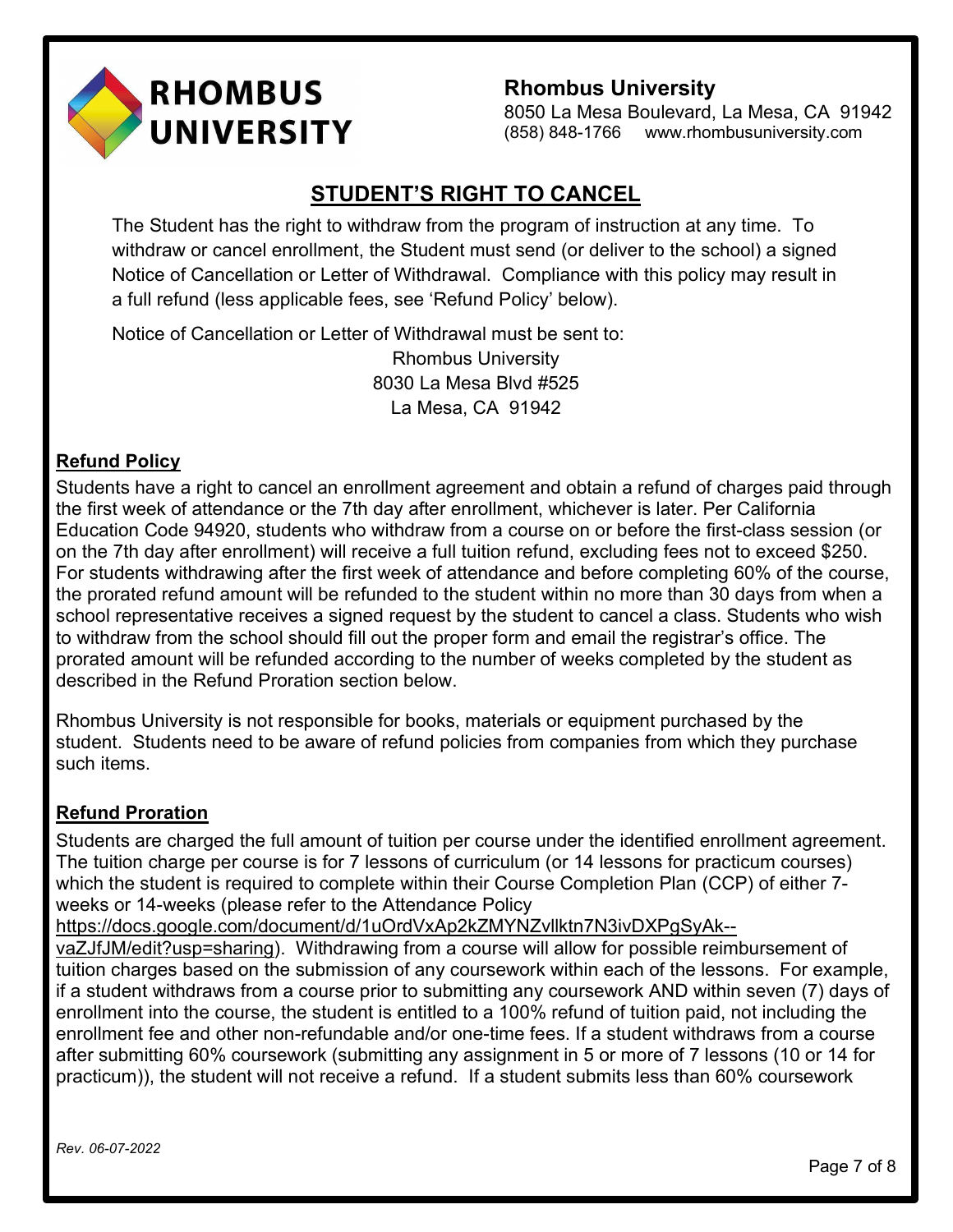**Rhombus University**
8050 La Mesa Boulevard, La Mesa, CA 91942
(858) 848-1766 www.rhombusuniversity.com

## STUDENT'S RIGHT TO CANCEL

The Student has the right to withdraw from the program of instruction at any time. To withdraw or cancel enrollment, the Student must send (or deliver to the school) a signed Notice of Cancellation or Letter of Withdrawal. Compliance with this policy may result in a full refund (less applicable fees, see 'Refund Policy' below).

Notice of Cancellation or Letter of Withdrawal must be sent to:

Rhombus University
8030 La Mesa Blvd #525
La Mesa, CA 91942

### Refund Policy

Students have a right to cancel an enrollment agreement and obtain a refund of charges paid through the first week of attendance or the 7th day after enrollment, whichever is later. Per California Education Code 94920, students who withdraw from a course on or before the first-class session (or on the 7th day after enrollment) will receive a full tuition refund, excluding fees not to exceed $250. For students withdrawing after the first week of attendance and before completing 60% of the course, the prorated refund amount will be refunded to the student within no more than 30 days from when a school representative receives a signed request by the student to cancel a class. Students who wish to withdraw from the school should fill out the proper form and email the registrar's office. The prorated amount will be refunded according to the number of weeks completed by the student as described in the Refund Proration section below.

Rhombus University is not responsible for books, materials or equipment purchased by the student. Students need to be aware of refund policies from companies from which they purchase such items.

### Refund Proration

Students are charged the full amount of tuition per course under the identified enrollment agreement. The tuition charge per course is for 7 lessons of curriculum (or 14 lessons for practicum courses) which the student is required to complete within their Course Completion Plan (CCP) of either 7-weeks or 14-weeks (please refer to the Attendance Policy [https://docs.google.com/document/d/1uOrdVxAp2kZMYNZvllktn7N3ivDXPgSyAk--vaZJfJM/edit?usp=sharing](https://docs.google.com/document/d/1uOrdVxAp2kZMYNZvllktn7N3ivDXPgSyAk--vaZJfJM/edit?usp=sharing)). Withdrawing from a course will allow for possible reimbursement of tuition charges based on the submission of any coursework within each of the lessons. For example, if a student withdraws from a course prior to submitting any coursework AND within seven (7) days of enrollment into the course, the student is entitled to a 100% refund of tuition paid, not including the enrollment fee and other non-refundable and/or one-time fees. If a student withdraws from a course after submitting 60% coursework (submitting any assignment in 5 or more of 7 lessons (10 or 14 for practicum)), the student will not receive a refund. If a student submits less than 60% coursework

*Rev. 06-07-2022*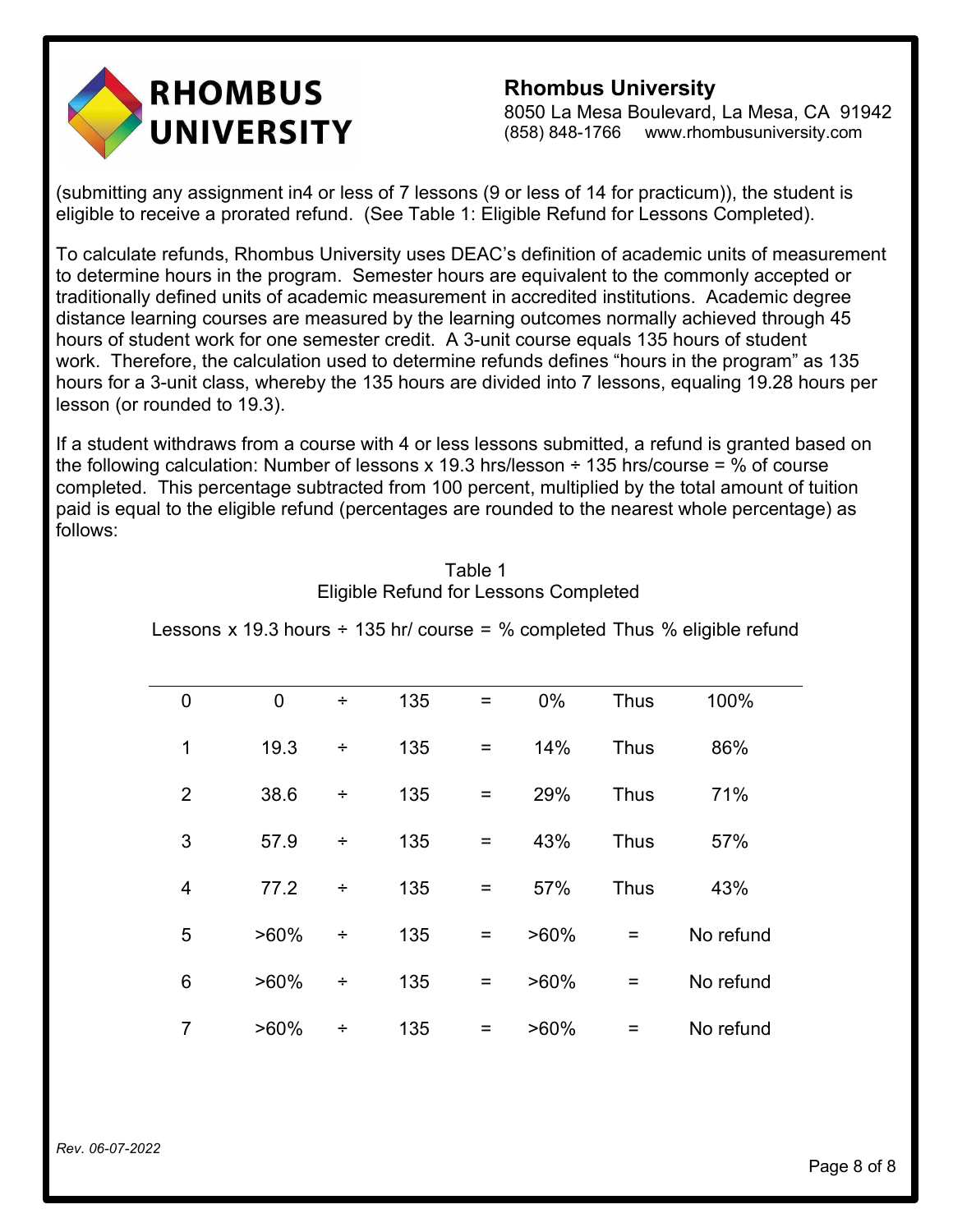(submitting any assignment in4 or less of 7 lessons (9 or less of 14 for practicum)), the student is eligible to receive a prorated refund. (See Table 1: Eligible Refund for Lessons Completed).

To calculate refunds, Rhombus University uses DEAC's definition of academic units of measurement to determine hours in the program. Semester hours are equivalent to the commonly accepted or traditionally defined units of academic measurement in accredited institutions. Academic degree distance learning courses are measured by the learning outcomes normally achieved through 45 hours of student work for one semester credit. A 3-unit course equals 135 hours of student work. Therefore, the calculation used to determine refunds defines "hours in the program" as 135 hours for a 3-unit class, whereby the 135 hours are divided into 7 lessons, equaling 19.28 hours per lesson (or rounded to 19.3).

If a student withdraws from a course with 4 or less lessons submitted, a refund is granted based on the following calculation: Number of lessons x 19.3 hrs/lesson ÷ 135 hrs/course = % of course completed. This percentage subtracted from 100 percent, multiplied by the total amount of tuition paid is equal to the eligible refund (percentages are rounded to the nearest whole percentage) as follows:

Table 1
Eligible Refund for Lessons Completed

| Lessons | x 19.3 hours | ÷ | 135 hr/ course | = | % completed | Thus | % eligible refund |
|---|---|---|---|---|---|---|---|
| 0 | 0 | ÷ | 135 | = | 0% | Thus | 100% |
| 1 | 19.3 | ÷ | 135 | = | 14% | Thus | 86% |
| 2 | 38.6 | ÷ | 135 | = | 29% | Thus | 71% |
| 3 | 57.9 | ÷ | 135 | = | 43% | Thus | 57% |
| 4 | 77.2 | ÷ | 135 | = | 57% | Thus | 43% |
| 5 | >60% | ÷ | 135 | = | >60% | = | No refund |
| 6 | >60% | ÷ | 135 | = | >60% | = | No refund |
| 7 | >60% | ÷ | 135 | = | >60% | = | No refund |

*Rev. 06-07-2022*